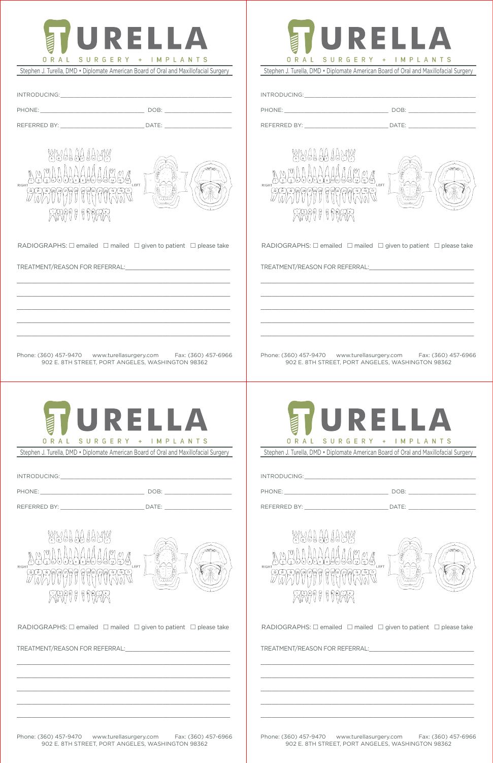# TURELLA

ORAL SURGERY + IMPLANTS

Stephen J. Turella, DMD • Diplomate American Board of Oral and Maxillofacial Surgery

INTRODUCING: ____________________________________________

PHONE: ____________________________ DOB: __________________

REFERRED BY: ______________________ DATE: __________________

RIGHT 1 2 3 4 5 6 7 8 9 10 11 12 13 14 15 16 LEFT

32 31 30 29 28 27 26 25 24 23 22 21 20 19 18 17

RADIOGRAPHS: ☐ emailed ☐ mailed ☐ given to patient ☐ please take

TREATMENT/REASON FOR REFERRAL: ____________________________

______________________________________________________

______________________________________________________

______________________________________________________

______________________________________________________

______________________________________________________

Phone: (360) 457-9470 www.turellasurgery.com Fax: (360) 457-6966

902 E. 8TH STREET, PORT ANGELES, WASHINGTON 98362

---

# TURELLA

ORAL SURGERY + IMPLANTS

Stephen J. Turella, DMD • Diplomate American Board of Oral and Maxillofacial Surgery

INTRODUCING: ____________________________________________

PHONE: ____________________________ DOB: __________________

REFERRED BY: ______________________ DATE: __________________

RIGHT 1 2 3 4 5 6 7 8 9 10 11 12 13 14 15 16 LEFT

32 31 30 29 28 27 26 25 24 23 22 21 20 19 18 17

RADIOGRAPHS: ☐ emailed ☐ mailed ☐ given to patient ☐ please take

TREATMENT/REASON FOR REFERRAL: ____________________________

______________________________________________________

______________________________________________________

______________________________________________________

______________________________________________________

______________________________________________________

Phone: (360) 457-9470 www.turellasurgery.com Fax: (360) 457-6966

902 E. 8TH STREET, PORT ANGELES, WASHINGTON 98362

---

# TURELLA

ORAL SURGERY + IMPLANTS

Stephen J. Turella, DMD • Diplomate American Board of Oral and Maxillofacial Surgery

INTRODUCING: ____________________________________________

PHONE: ____________________________ DOB: __________________

REFERRED BY: ______________________ DATE: __________________

RIGHT 1 2 3 4 5 6 7 8 9 10 11 12 13 14 15 16 LEFT

32 31 30 29 28 27 26 25 24 23 22 21 20 19 18 17

RADIOGRAPHS: ☐ emailed ☐ mailed ☐ given to patient ☐ please take

TREATMENT/REASON FOR REFERRAL: ____________________________

______________________________________________________

______________________________________________________

______________________________________________________

______________________________________________________

______________________________________________________

Phone: (360) 457-9470 www.turellasurgery.com Fax: (360) 457-6966

902 E. 8TH STREET, PORT ANGELES, WASHINGTON 98362

---

# TURELLA

ORAL SURGERY + IMPLANTS

Stephen J. Turella, DMD • Diplomate American Board of Oral and Maxillofacial Surgery

INTRODUCING: ____________________________________________

PHONE: ____________________________ DOB: __________________

REFERRED BY: ______________________ DATE: __________________

RIGHT 1 2 3 4 5 6 7 8 9 10 11 12 13 14 15 16 LEFT

32 31 30 29 28 27 26 25 24 23 22 21 20 19 18 17

RADIOGRAPHS: ☐ emailed ☐ mailed ☐ given to patient ☐ please take

TREATMENT/REASON FOR REFERRAL: ____________________________

______________________________________________________

______________________________________________________

______________________________________________________

______________________________________________________

______________________________________________________

Phone: (360) 457-9470 www.turellasurgery.com Fax: (360) 457-6966

902 E. 8TH STREET, PORT ANGELES, WASHINGTON 98362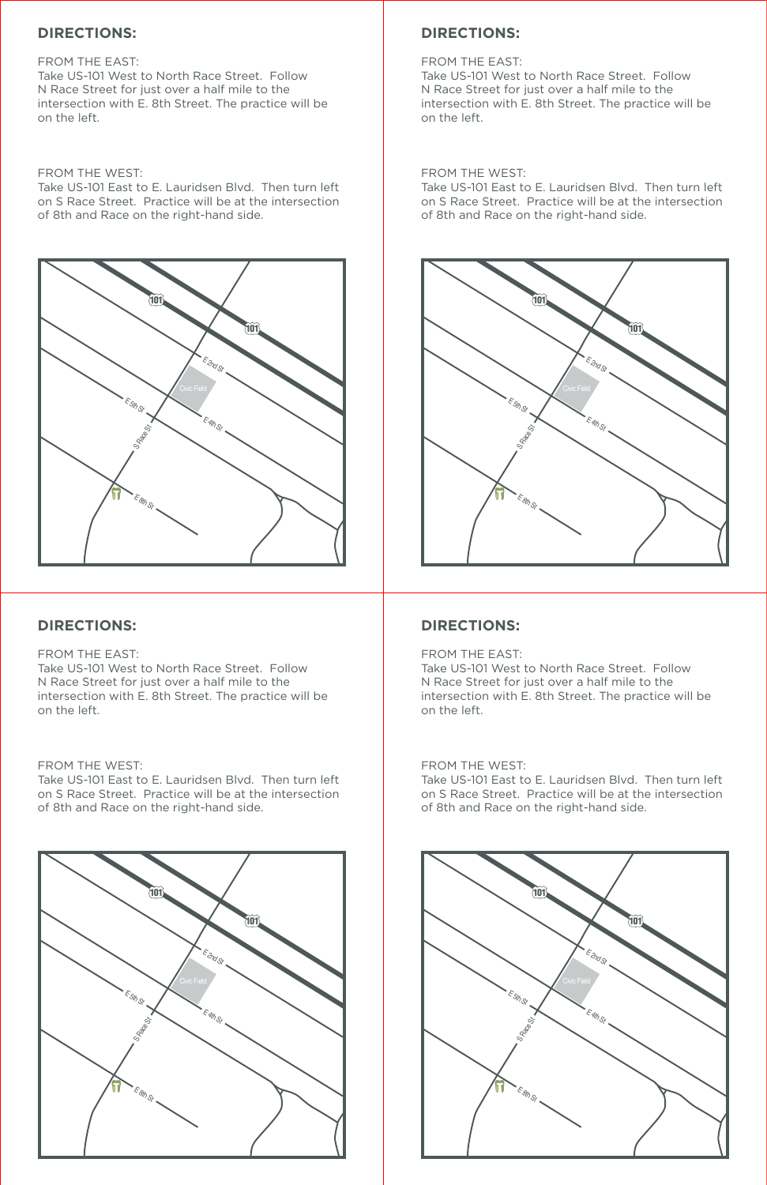## DIRECTIONS:

FROM THE EAST:
Take US-101 West to North Race Street. Follow N Race Street for just over a half mile to the intersection with E. 8th Street. The practice will be on the left.

FROM THE WEST:
Take US-101 East to E. Lauridsen Blvd. Then turn left on S Race Street. Practice will be at the intersection of 8th and Race on the right-hand side.

101
101
E 2nd St
Civic Field
E 5th St
E 4th St
S Race St
E 8th St

## DIRECTIONS:

FROM THE EAST:
Take US-101 West to North Race Street. Follow N Race Street for just over a half mile to the intersection with E. 8th Street. The practice will be on the left.

FROM THE WEST:
Take US-101 East to E. Lauridsen Blvd. Then turn left on S Race Street. Practice will be at the intersection of 8th and Race on the right-hand side.

101
101
E 2nd St
Civic Field
E 5th St
E 4th St
S Race St
E 8th St

## DIRECTIONS:

FROM THE EAST:
Take US-101 West to North Race Street. Follow N Race Street for just over a half mile to the intersection with E. 8th Street. The practice will be on the left.

FROM THE WEST:
Take US-101 East to E. Lauridsen Blvd. Then turn left on S Race Street. Practice will be at the intersection of 8th and Race on the right-hand side.

101
101
E 2nd St
Civic Field
E 5th St
E 4th St
S Race St
E 8th St

## DIRECTIONS:

FROM THE EAST:
Take US-101 West to North Race Street. Follow N Race Street for just over a half mile to the intersection with E. 8th Street. The practice will be on the left.

FROM THE WEST:
Take US-101 East to E. Lauridsen Blvd. Then turn left on S Race Street. Practice will be at the intersection of 8th and Race on the right-hand side.

101
101
E 2nd St
Civic Field
E 5th St
E 4th St
S Race St
E 8th St